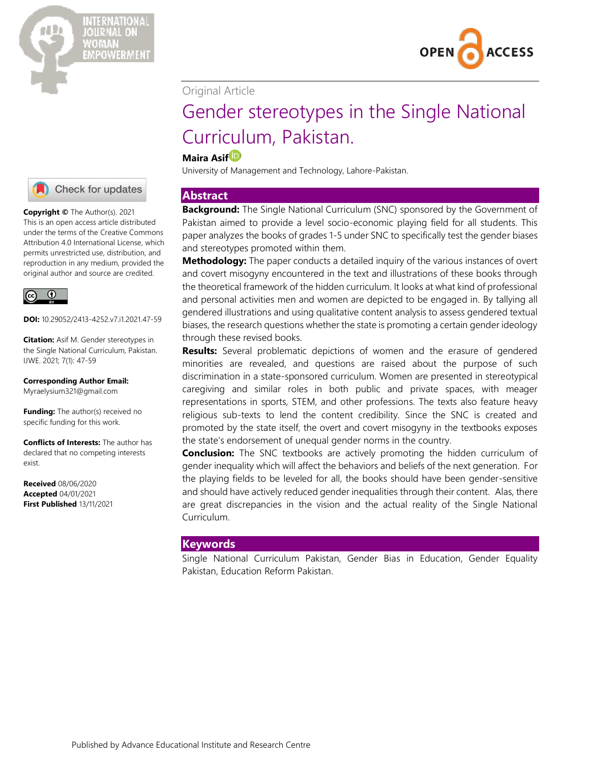Original Article

# Gender stereotypes in the Single National Curriculum, Pakistan.

**Maira Asif**

University of Management and Technology, Lahore-Pakistan.

## Abstract

**Background:** The Single National Curriculum (SNC) sponsored by the Government of Pakistan aimed to provide a level socio-economic playing field for all students. This paper analyzes the books of grades 1-5 under SNC to specifically test the gender biases and stereotypes promoted within them.

**Methodology:** The paper conducts a detailed inquiry of the various instances of overt and covert misogyny encountered in the text and illustrations of these books through the theoretical framework of the hidden curriculum. It looks at what kind of professional and personal activities men and women are depicted to be engaged in. By tallying all gendered illustrations and using qualitative content analysis to assess gendered textual biases, the research questions whether the state is promoting a certain gender ideology through these revised books.

**Results:** Several problematic depictions of women and the erasure of gendered minorities are revealed, and questions are raised about the purpose of such discrimination in a state-sponsored curriculum. Women are presented in stereotypical caregiving and similar roles in both public and private spaces, with meager representations in sports, STEM, and other professions. The texts also feature heavy religious sub-texts to lend the content credibility. Since the SNC is created and promoted by the state itself, the overt and covert misogyny in the textbooks exposes the state's endorsement of unequal gender norms in the country.

**Conclusion:** The SNC textbooks are actively promoting the hidden curriculum of gender inequality which will affect the behaviors and beliefs of the next generation. For the playing fields to be leveled for all, the books should have been gender-sensitive and should have actively reduced gender inequalities through their content. Alas, there are great discrepancies in the vision and the actual reality of the Single National Curriculum.

## Keywords

Single National Curriculum Pakistan, Gender Bias in Education, Gender Equality Pakistan, Education Reform Pakistan.

**Copyright ©** The Author(s). 2021
This is an open access article distributed under the terms of the Creative Commons Attribution 4.0 International License, which permits unrestricted use, distribution, and reproduction in any medium, provided the original author and source are credited.

**DOI:** 10.29052/2413-4252.v7.i1.2021.47-59

**Citation:** Asif M. Gender stereotypes in the Single National Curriculum, Pakistan. IJWE. 2021; 7(1): 47-59

**Corresponding Author Email:**
Myraelysium321@gmail.com

**Funding:** The author(s) received no specific funding for this work.

**Conflicts of Interests:** The author has declared that no competing interests exist.

**Received** 08/06/2020
**Accepted** 04/01/2021
**First Published** 13/11/2021

Published by Advance Educational Institute and Research Centre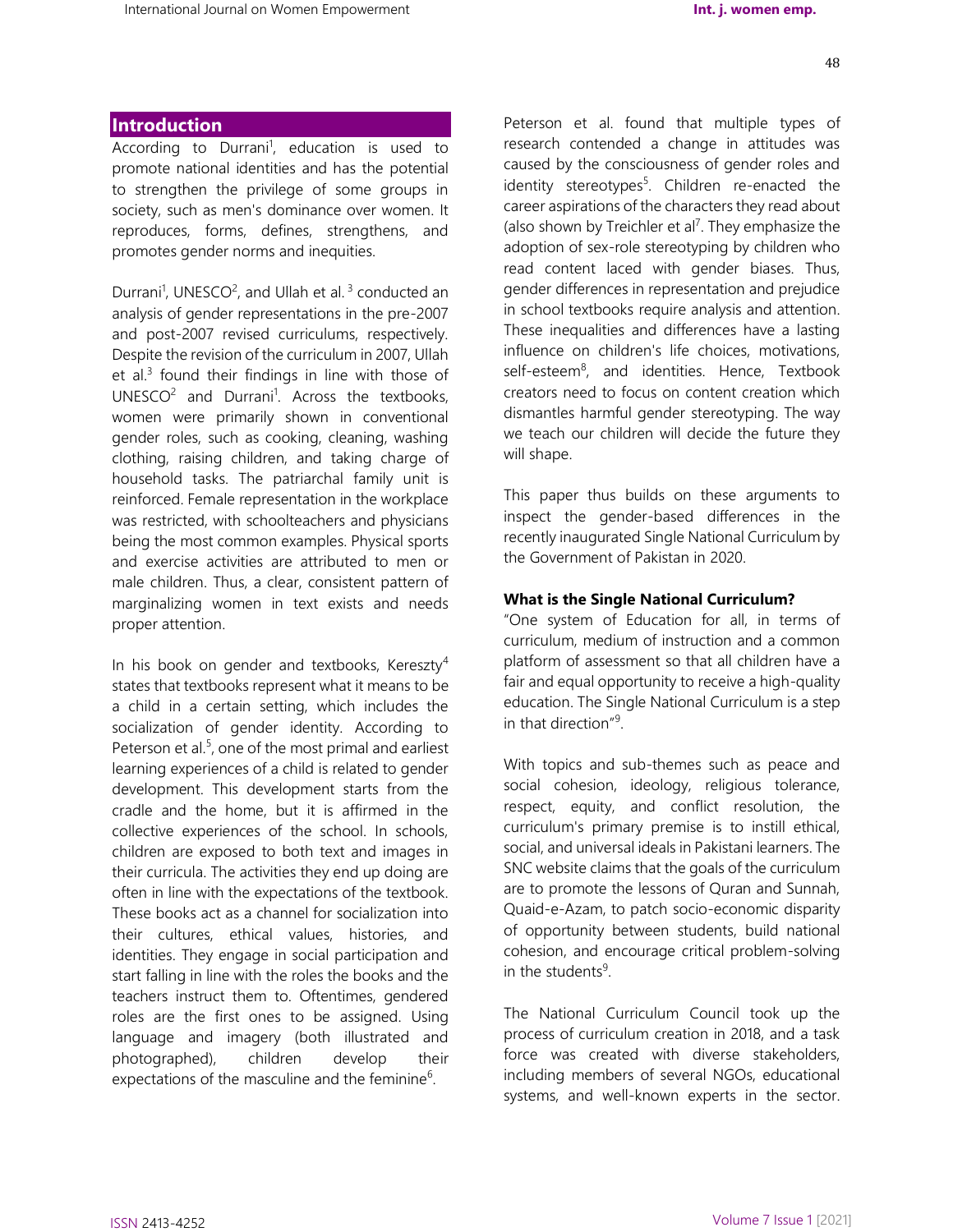## Introduction

According to Durrani[1], education is used to promote national identities and has the potential to strengthen the privilege of some groups in society, such as men's dominance over women. It reproduces, forms, defines, strengthens, and promotes gender norms and inequities.

Durrani[1], UNESCO[2], and Ullah et al. [3] conducted an analysis of gender representations in the pre-2007 and post-2007 revised curriculums, respectively. Despite the revision of the curriculum in 2007, Ullah et al.[3] found their findings in line with those of UNESCO[2] and Durrani[1]. Across the textbooks, women were primarily shown in conventional gender roles, such as cooking, cleaning, washing clothing, raising children, and taking charge of household tasks. The patriarchal family unit is reinforced. Female representation in the workplace was restricted, with schoolteachers and physicians being the most common examples. Physical sports and exercise activities are attributed to men or male children. Thus, a clear, consistent pattern of marginalizing women in text exists and needs proper attention.

In his book on gender and textbooks, Kereszty[4] states that textbooks represent what it means to be a child in a certain setting, which includes the socialization of gender identity. According to Peterson et al.[5], one of the most primal and earliest learning experiences of a child is related to gender development. This development starts from the cradle and the home, but it is affirmed in the collective experiences of the school. In schools, children are exposed to both text and images in their curricula. The activities they end up doing are often in line with the expectations of the textbook. These books act as a channel for socialization into their cultures, ethical values, histories, and identities. They engage in social participation and start falling in line with the roles the books and the teachers instruct them to. Oftentimes, gendered roles are the first ones to be assigned. Using language and imagery (both illustrated and photographed), children develop their expectations of the masculine and the feminine[6].

Peterson et al. found that multiple types of research contended a change in attitudes was caused by the consciousness of gender roles and identity stereotypes[5]. Children re-enacted the career aspirations of the characters they read about (also shown by Treichler et al[7]. They emphasize the adoption of sex-role stereotyping by children who read content laced with gender biases. Thus, gender differences in representation and prejudice in school textbooks require analysis and attention. These inequalities and differences have a lasting influence on children's life choices, motivations, self-esteem[8], and identities. Hence, Textbook creators need to focus on content creation which dismantles harmful gender stereotyping. The way we teach our children will decide the future they will shape.

This paper thus builds on these arguments to inspect the gender-based differences in the recently inaugurated Single National Curriculum by the Government of Pakistan in 2020.

**What is the Single National Curriculum?**

"One system of Education for all, in terms of curriculum, medium of instruction and a common platform of assessment so that all children have a fair and equal opportunity to receive a high-quality education. The Single National Curriculum is a step in that direction"[9].

With topics and sub-themes such as peace and social cohesion, ideology, religious tolerance, respect, equity, and conflict resolution, the curriculum's primary premise is to instill ethical, social, and universal ideals in Pakistani learners. The SNC website claims that the goals of the curriculum are to promote the lessons of Quran and Sunnah, Quaid-e-Azam, to patch socio-economic disparity of opportunity between students, build national cohesion, and encourage critical problem-solving in the students[9].

The National Curriculum Council took up the process of curriculum creation in 2018, and a task force was created with diverse stakeholders, including members of several NGOs, educational systems, and well-known experts in the sector.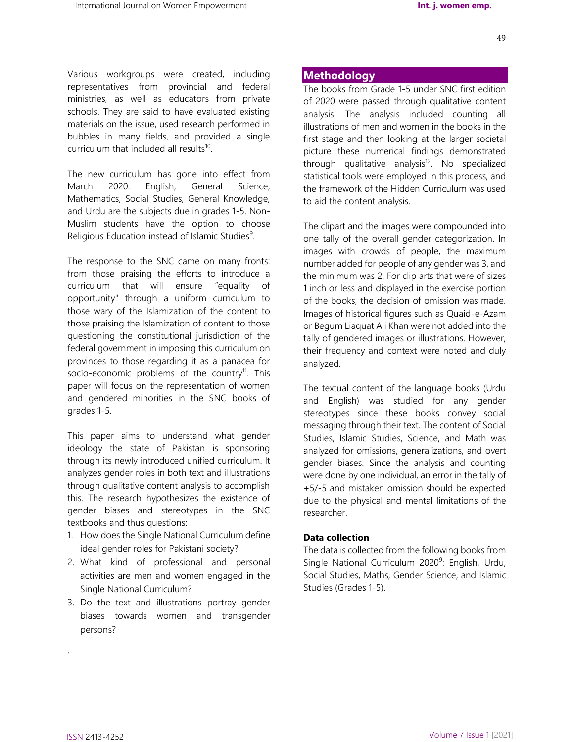Various workgroups were created, including representatives from provincial and federal ministries, as well as educators from private schools. They are said to have evaluated existing materials on the issue, used research performed in bubbles in many fields, and provided a single curriculum that included all results[10].

The new curriculum has gone into effect from March 2020. English, General Science, Mathematics, Social Studies, General Knowledge, and Urdu are the subjects due in grades 1-5. Non-Muslim students have the option to choose Religious Education instead of Islamic Studies[9].

The response to the SNC came on many fronts: from those praising the efforts to introduce a curriculum that will ensure "equality of opportunity" through a uniform curriculum to those wary of the Islamization of the content to those praising the Islamization of content to those questioning the constitutional jurisdiction of the federal government in imposing this curriculum on provinces to those regarding it as a panacea for socio-economic problems of the country[11]. This paper will focus on the representation of women and gendered minorities in the SNC books of grades 1-5.

This paper aims to understand what gender ideology the state of Pakistan is sponsoring through its newly introduced unified curriculum. It analyzes gender roles in both text and illustrations through qualitative content analysis to accomplish this. The research hypothesizes the existence of gender biases and stereotypes in the SNC textbooks and thus questions:

1. How does the Single National Curriculum define ideal gender roles for Pakistani society?
2. What kind of professional and personal activities are men and women engaged in the Single National Curriculum?
3. Do the text and illustrations portray gender biases towards women and transgender persons?

## Methodology

The books from Grade 1-5 under SNC first edition of 2020 were passed through qualitative content analysis. The analysis included counting all illustrations of men and women in the books in the first stage and then looking at the larger societal picture these numerical findings demonstrated through qualitative analysis[12]. No specialized statistical tools were employed in this process, and the framework of the Hidden Curriculum was used to aid the content analysis.

The clipart and the images were compounded into one tally of the overall gender categorization. In images with crowds of people, the maximum number added for people of any gender was 3, and the minimum was 2. For clip arts that were of sizes 1 inch or less and displayed in the exercise portion of the books, the decision of omission was made. Images of historical figures such as Quaid-e-Azam or Begum Liaquat Ali Khan were not added into the tally of gendered images or illustrations. However, their frequency and context were noted and duly analyzed.

The textual content of the language books (Urdu and English) was studied for any gender stereotypes since these books convey social messaging through their text. The content of Social Studies, Islamic Studies, Science, and Math was analyzed for omissions, generalizations, and overt gender biases. Since the analysis and counting were done by one individual, an error in the tally of +5/-5 and mistaken omission should be expected due to the physical and mental limitations of the researcher.

### Data collection

The data is collected from the following books from Single National Curriculum 2020[9]: English, Urdu, Social Studies, Maths, Gender Science, and Islamic Studies (Grades 1-5).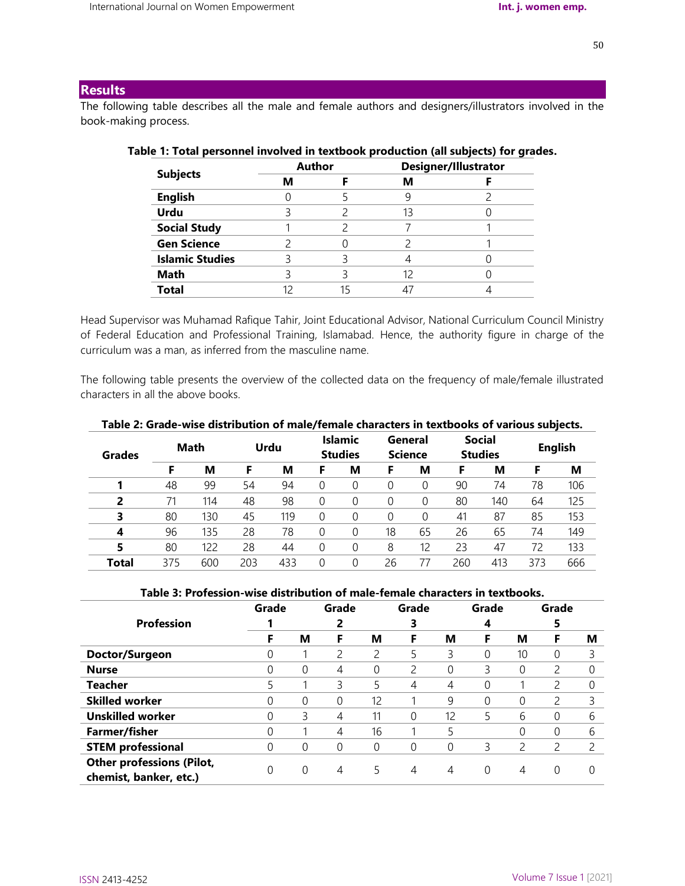## Results

The following table describes all the male and female authors and designers/illustrators involved in the book-making process.

**Table 1: Total personnel involved in textbook production (all subjects) for grades.**

| Subjects | Author | | Designer/Illustrator | |
|---|---|---|---|---|
| | M | F | M | F |
| **English** | 0 | 5 | 9 | 2 |
| **Urdu** | 3 | 2 | 13 | 0 |
| **Social Study** | 1 | 2 | 7 | 1 |
| **Gen Science** | 2 | 0 | 2 | 1 |
| **Islamic Studies** | 3 | 3 | 4 | 0 |
| **Math** | 3 | 3 | 12 | 0 |
| **Total** | 12 | 15 | 47 | 4 |

Head Supervisor was Muhamad Rafique Tahir, Joint Educational Advisor, National Curriculum Council Ministry of Federal Education and Professional Training, Islamabad. Hence, the authority figure in charge of the curriculum was a man, as inferred from the masculine name.

The following table presents the overview of the collected data on the frequency of male/female illustrated characters in all the above books.

**Table 2: Grade-wise distribution of male/female characters in textbooks of various subjects.**

| Grades | Math | | Urdu | | Islamic Studies | | General Science | | Social Studies | | English | |
|---|---|---|---|---|---|---|---|---|---|---|---|---|
| | F | M | F | M | F | M | F | M | F | M | F | M |
| **1** | 48 | 99 | 54 | 94 | 0 | 0 | 0 | 0 | 90 | 74 | 78 | 106 |
| **2** | 71 | 114 | 48 | 98 | 0 | 0 | 0 | 0 | 80 | 140 | 64 | 125 |
| **3** | 80 | 130 | 45 | 119 | 0 | 0 | 0 | 0 | 41 | 87 | 85 | 153 |
| **4** | 96 | 135 | 28 | 78 | 0 | 0 | 18 | 65 | 26 | 65 | 74 | 149 |
| **5** | 80 | 122 | 28 | 44 | 0 | 0 | 8 | 12 | 23 | 47 | 72 | 133 |
| **Total** | 375 | 600 | 203 | 433 | 0 | 0 | 26 | 77 | 260 | 413 | 373 | 666 |

**Table 3: Profession-wise distribution of male-female characters in textbooks.**

| Profession | Grade 1 | | Grade 2 | | Grade 3 | | Grade 4 | | Grade 5 | |
|---|---|---|---|---|---|---|---|---|---|---|
| | F | M | F | M | F | M | F | M | F | M |
| **Doctor/Surgeon** | 0 | 1 | 2 | 2 | 5 | 3 | 0 | 10 | 0 | 3 |
| **Nurse** | 0 | 0 | 4 | 0 | 2 | 0 | 3 | 0 | 2 | 0 |
| **Teacher** | 5 | 1 | 3 | 5 | 4 | 4 | 0 | 1 | 2 | 0 |
| **Skilled worker** | 0 | 0 | 0 | 12 | 1 | 9 | 0 | 0 | 2 | 3 |
| **Unskilled worker** | 0 | 3 | 4 | 11 | 0 | 12 | 5 | 6 | 0 | 6 |
| **Farmer/fisher** | 0 | 1 | 4 | 16 | 1 | 5 | | 0 | 0 | 6 |
| **STEM professional** | 0 | 0 | 0 | 0 | 0 | 0 | 3 | 2 | 2 | 2 |
| **Other professions (Pilot, chemist, banker, etc.)** | 0 | 0 | 4 | 5 | 4 | 4 | 0 | 4 | 0 | 0 |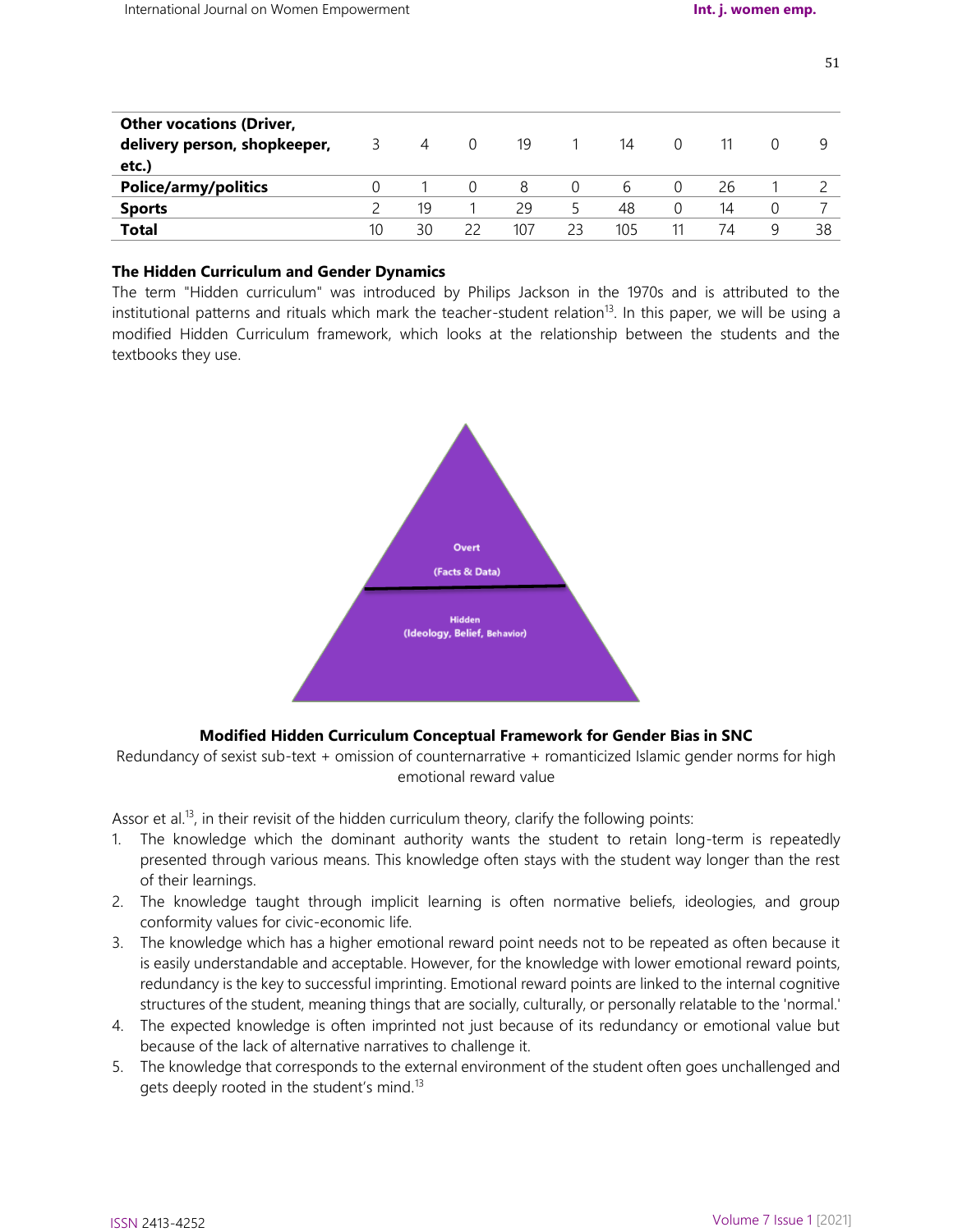| | | | | | | | | | | |
|---|---|---|---|---|---|---|---|---|---|---|
| **Other vocations (Driver, delivery person, shopkeeper, etc.)** | 3 | 4 | 0 | 19 | 1 | 14 | 0 | 11 | 0 | 9 |
| **Police/army/politics** | 0 | 1 | 0 | 8 | 0 | 6 | 0 | 26 | 1 | 2 |
| **Sports** | 2 | 19 | 1 | 29 | 5 | 48 | 0 | 14 | 0 | 7 |
| **Total** | 10 | 30 | 22 | 107 | 23 | 105 | 11 | 74 | 9 | 38 |

### The Hidden Curriculum and Gender Dynamics

The term "Hidden curriculum" was introduced by Philips Jackson in the 1970s and is attributed to the institutional patterns and rituals which mark the teacher-student relation[13]. In this paper, we will be using a modified Hidden Curriculum framework, which looks at the relationship between the students and the textbooks they use.

Overt
(Facts & Data)

Hidden
(Ideology, Belief, Behavior)

**Modified Hidden Curriculum Conceptual Framework for Gender Bias in SNC**

Redundancy of sexist sub-text + omission of counternarrative + romanticized Islamic gender norms for high emotional reward value

Assor et al.[13], in their revisit of the hidden curriculum theory, clarify the following points:

1. The knowledge which the dominant authority wants the student to retain long-term is repeatedly presented through various means. This knowledge often stays with the student way longer than the rest of their learnings.
2. The knowledge taught through implicit learning is often normative beliefs, ideologies, and group conformity values for civic-economic life.
3. The knowledge which has a higher emotional reward point needs not to be repeated as often because it is easily understandable and acceptable. However, for the knowledge with lower emotional reward points, redundancy is the key to successful imprinting. Emotional reward points are linked to the internal cognitive structures of the student, meaning things that are socially, culturally, or personally relatable to the 'normal.'
4. The expected knowledge is often imprinted not just because of its redundancy or emotional value but because of the lack of alternative narratives to challenge it.
5. The knowledge that corresponds to the external environment of the student often goes unchallenged and gets deeply rooted in the student's mind.[13]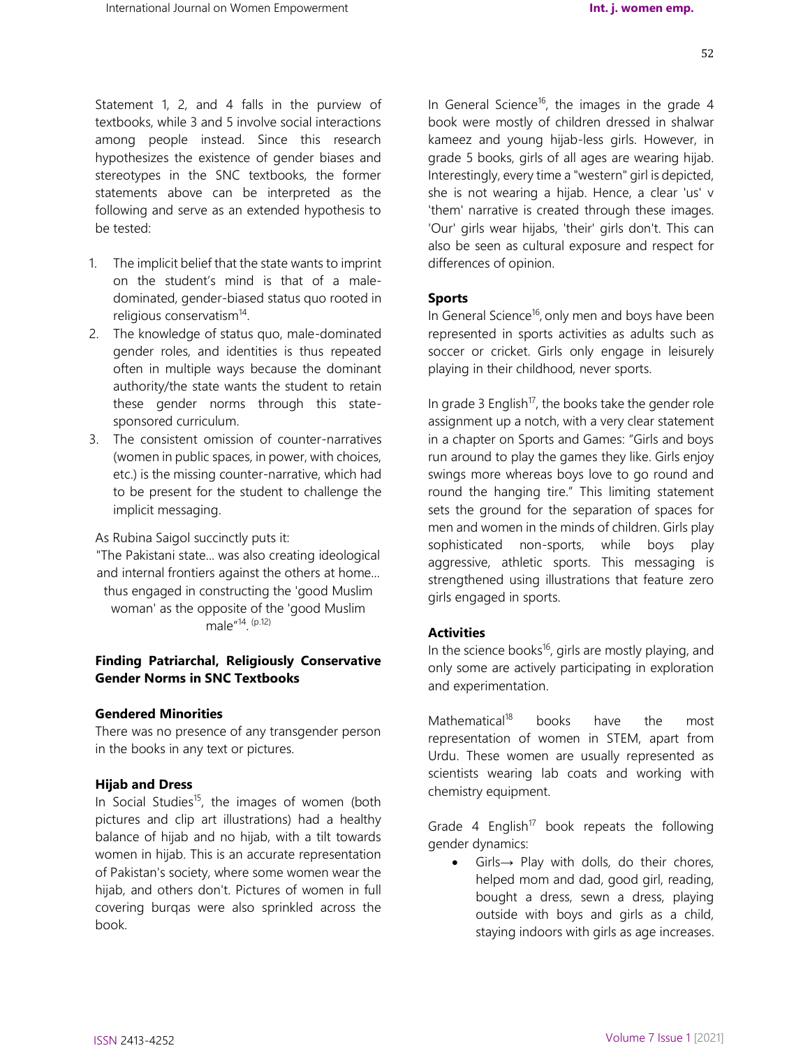Statement 1, 2, and 4 falls in the purview of textbooks, while 3 and 5 involve social interactions among people instead. Since this research hypothesizes the existence of gender biases and stereotypes in the SNC textbooks, the former statements above can be interpreted as the following and serve as an extended hypothesis to be tested:

1. The implicit belief that the state wants to imprint on the student's mind is that of a male-dominated, gender-biased status quo rooted in religious conservatism[14].
2. The knowledge of status quo, male-dominated gender roles, and identities is thus repeated often in multiple ways because the dominant authority/the state wants the student to retain these gender norms through this state-sponsored curriculum.
3. The consistent omission of counter-narratives (women in public spaces, in power, with choices, etc.) is the missing counter-narrative, which had to be present for the student to challenge the implicit messaging.

As Rubina Saigol succinctly puts it:

"The Pakistani state… was also creating ideological and internal frontiers against the others at home… thus engaged in constructing the 'good Muslim woman' as the opposite of the 'good Muslim male"[14]. (p.12)

### Finding Patriarchal, Religiously Conservative Gender Norms in SNC Textbooks

#### Gendered Minorities

There was no presence of any transgender person in the books in any text or pictures.

#### Hijab and Dress

In Social Studies[15], the images of women (both pictures and clip art illustrations) had a healthy balance of hijab and no hijab, with a tilt towards women in hijab. This is an accurate representation of Pakistan's society, where some women wear the hijab, and others don't. Pictures of women in full covering burqas were also sprinkled across the book.

In General Science[16], the images in the grade 4 book were mostly of children dressed in shalwar kameez and young hijab-less girls. However, in grade 5 books, girls of all ages are wearing hijab. Interestingly, every time a "western" girl is depicted, she is not wearing a hijab. Hence, a clear 'us' v 'them' narrative is created through these images. 'Our' girls wear hijabs, 'their' girls don't. This can also be seen as cultural exposure and respect for differences of opinion.

#### Sports

In General Science[16], only men and boys have been represented in sports activities as adults such as soccer or cricket. Girls only engage in leisurely playing in their childhood, never sports.

In grade 3 English[17], the books take the gender role assignment up a notch, with a very clear statement in a chapter on Sports and Games: "Girls and boys run around to play the games they like. Girls enjoy swings more whereas boys love to go round and round the hanging tire." This limiting statement sets the ground for the separation of spaces for men and women in the minds of children. Girls play sophisticated non-sports, while boys play aggressive, athletic sports. This messaging is strengthened using illustrations that feature zero girls engaged in sports.

#### Activities

In the science books[16], girls are mostly playing, and only some are actively participating in exploration and experimentation.

Mathematical[18] books have the most representation of women in STEM, apart from Urdu. These women are usually represented as scientists wearing lab coats and working with chemistry equipment.

Grade 4 English[17] book repeats the following gender dynamics:

- Girls→ Play with dolls, do their chores, helped mom and dad, good girl, reading, bought a dress, sewn a dress, playing outside with boys and girls as a child, staying indoors with girls as age increases.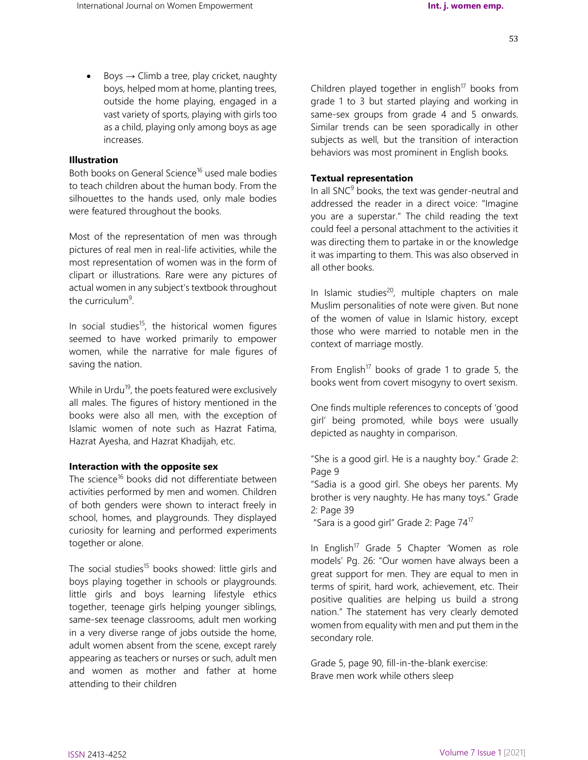- Boys → Climb a tree, play cricket, naughty boys, helped mom at home, planting trees, outside the home playing, engaged in a vast variety of sports, playing with girls too as a child, playing only among boys as age increases.

**Illustration**

Both books on General Science[16] used male bodies to teach children about the human body. From the silhouettes to the hands used, only male bodies were featured throughout the books.

Most of the representation of men was through pictures of real men in real-life activities, while the most representation of women was in the form of clipart or illustrations. Rare were any pictures of actual women in any subject's textbook throughout the curriculum[9].

In social studies[15], the historical women figures seemed to have worked primarily to empower women, while the narrative for male figures of saving the nation.

While in Urdu[19], the poets featured were exclusively all males. The figures of history mentioned in the books were also all men, with the exception of Islamic women of note such as Hazrat Fatima, Hazrat Ayesha, and Hazrat Khadijah, etc.

**Interaction with the opposite sex**

The science[16] books did not differentiate between activities performed by men and women. Children of both genders were shown to interact freely in school, homes, and playgrounds. They displayed curiosity for learning and performed experiments together or alone.

The social studies[15] books showed: little girls and boys playing together in schools or playgrounds. little girls and boys learning lifestyle ethics together, teenage girls helping younger siblings, same-sex teenage classrooms, adult men working in a very diverse range of jobs outside the home, adult women absent from the scene, except rarely appearing as teachers or nurses or such, adult men and women as mother and father at home attending to their children

Children played together in english[17] books from grade 1 to 3 but started playing and working in same-sex groups from grade 4 and 5 onwards. Similar trends can be seen sporadically in other subjects as well, but the transition of interaction behaviors was most prominent in English books.

**Textual representation**

In all SNC[9] books, the text was gender-neutral and addressed the reader in a direct voice: "Imagine you are a superstar." The child reading the text could feel a personal attachment to the activities it was directing them to partake in or the knowledge it was imparting to them. This was also observed in all other books.

In Islamic studies[20], multiple chapters on male Muslim personalities of note were given. But none of the women of value in Islamic history, except those who were married to notable men in the context of marriage mostly.

From English[17] books of grade 1 to grade 5, the books went from covert misogyny to overt sexism.

One finds multiple references to concepts of 'good girl' being promoted, while boys were usually depicted as naughty in comparison.

"She is a good girl. He is a naughty boy." Grade 2: Page 9
"Sadia is a good girl. She obeys her parents. My brother is very naughty. He has many toys." Grade 2: Page 39
"Sara is a good girl" Grade 2: Page 74[17]

In English[17] Grade 5 Chapter 'Women as role models' Pg. 26: "Our women have always been a great support for men. They are equal to men in terms of spirit, hard work, achievement, etc. Their positive qualities are helping us build a strong nation." The statement has very clearly demoted women from equality with men and put them in the secondary role.

Grade 5, page 90, fill-in-the-blank exercise:
Brave men work while others sleep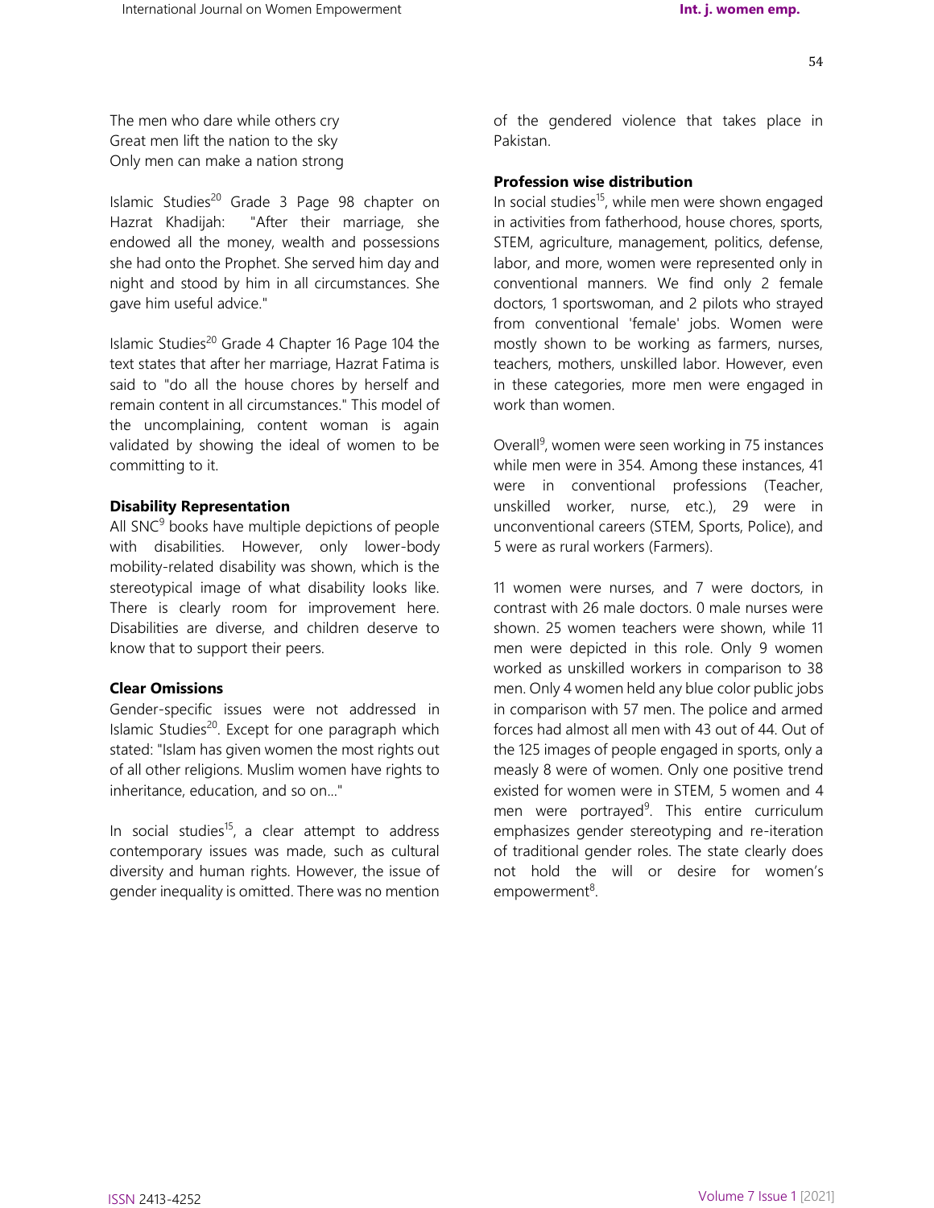The men who dare while others cry
Great men lift the nation to the sky
Only men can make a nation strong

Islamic Studies[20] Grade 3 Page 98 chapter on Hazrat Khadijah: "After their marriage, she endowed all the money, wealth and possessions she had onto the Prophet. She served him day and night and stood by him in all circumstances. She gave him useful advice."

Islamic Studies[20] Grade 4 Chapter 16 Page 104 the text states that after her marriage, Hazrat Fatima is said to "do all the house chores by herself and remain content in all circumstances." This model of the uncomplaining, content woman is again validated by showing the ideal of women to be committing to it.

**Disability Representation**

All SNC[9] books have multiple depictions of people with disabilities. However, only lower-body mobility-related disability was shown, which is the stereotypical image of what disability looks like. There is clearly room for improvement here. Disabilities are diverse, and children deserve to know that to support their peers.

**Clear Omissions**

Gender-specific issues were not addressed in Islamic Studies[20]. Except for one paragraph which stated: "Islam has given women the most rights out of all other religions. Muslim women have rights to inheritance, education, and so on..."

In social studies[15], a clear attempt to address contemporary issues was made, such as cultural diversity and human rights. However, the issue of gender inequality is omitted. There was no mention of the gendered violence that takes place in Pakistan.

**Profession wise distribution**

In social studies[15], while men were shown engaged in activities from fatherhood, house chores, sports, STEM, agriculture, management, politics, defense, labor, and more, women were represented only in conventional manners. We find only 2 female doctors, 1 sportswoman, and 2 pilots who strayed from conventional 'female' jobs. Women were mostly shown to be working as farmers, nurses, teachers, mothers, unskilled labor. However, even in these categories, more men were engaged in work than women.

Overall[9], women were seen working in 75 instances while men were in 354. Among these instances, 41 were in conventional professions (Teacher, unskilled worker, nurse, etc.), 29 were in unconventional careers (STEM, Sports, Police), and 5 were as rural workers (Farmers).

11 women were nurses, and 7 were doctors, in contrast with 26 male doctors. 0 male nurses were shown. 25 women teachers were shown, while 11 men were depicted in this role. Only 9 women worked as unskilled workers in comparison to 38 men. Only 4 women held any blue color public jobs in comparison with 57 men. The police and armed forces had almost all men with 43 out of 44. Out of the 125 images of people engaged in sports, only a measly 8 were of women. Only one positive trend existed for women were in STEM, 5 women and 4 men were portrayed[9]. This entire curriculum emphasizes gender stereotyping and re-iteration of traditional gender roles. The state clearly does not hold the will or desire for women's empowerment[8].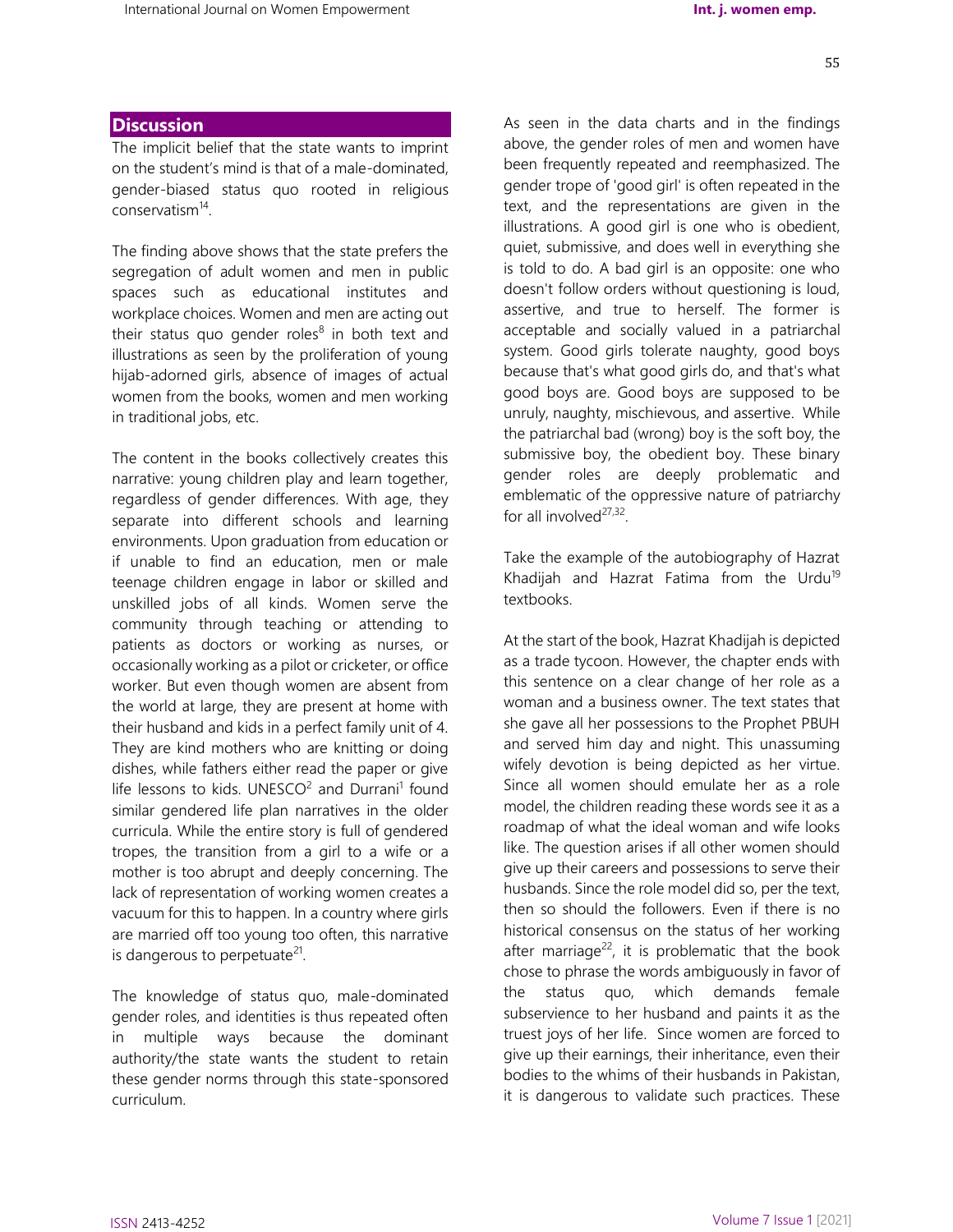## Discussion

The implicit belief that the state wants to imprint on the student's mind is that of a male-dominated, gender-biased status quo rooted in religious conservatism[14].

The finding above shows that the state prefers the segregation of adult women and men in public spaces such as educational institutes and workplace choices. Women and men are acting out their status quo gender roles[8] in both text and illustrations as seen by the proliferation of young hijab-adorned girls, absence of images of actual women from the books, women and men working in traditional jobs, etc.

The content in the books collectively creates this narrative: young children play and learn together, regardless of gender differences. With age, they separate into different schools and learning environments. Upon graduation from education or if unable to find an education, men or male teenage children engage in labor or skilled and unskilled jobs of all kinds. Women serve the community through teaching or attending to patients as doctors or working as nurses, or occasionally working as a pilot or cricketer, or office worker. But even though women are absent from the world at large, they are present at home with their husband and kids in a perfect family unit of 4. They are kind mothers who are knitting or doing dishes, while fathers either read the paper or give life lessons to kids. UNESCO[2] and Durrani[1] found similar gendered life plan narratives in the older curricula. While the entire story is full of gendered tropes, the transition from a girl to a wife or a mother is too abrupt and deeply concerning. The lack of representation of working women creates a vacuum for this to happen. In a country where girls are married off too young too often, this narrative is dangerous to perpetuate[21].

The knowledge of status quo, male-dominated gender roles, and identities is thus repeated often in multiple ways because the dominant authority/the state wants the student to retain these gender norms through this state-sponsored curriculum.

As seen in the data charts and in the findings above, the gender roles of men and women have been frequently repeated and reemphasized. The gender trope of 'good girl' is often repeated in the text, and the representations are given in the illustrations. A good girl is one who is obedient, quiet, submissive, and does well in everything she is told to do. A bad girl is an opposite: one who doesn't follow orders without questioning is loud, assertive, and true to herself. The former is acceptable and socially valued in a patriarchal system. Good girls tolerate naughty, good boys because that's what good girls do, and that's what good boys are. Good boys are supposed to be unruly, naughty, mischievous, and assertive. While the patriarchal bad (wrong) boy is the soft boy, the submissive boy, the obedient boy. These binary gender roles are deeply problematic and emblematic of the oppressive nature of patriarchy for all involved[27,32].

Take the example of the autobiography of Hazrat Khadijah and Hazrat Fatima from the Urdu[19] textbooks.

At the start of the book, Hazrat Khadijah is depicted as a trade tycoon. However, the chapter ends with this sentence on a clear change of her role as a woman and a business owner. The text states that she gave all her possessions to the Prophet PBUH and served him day and night. This unassuming wifely devotion is being depicted as her virtue. Since all women should emulate her as a role model, the children reading these words see it as a roadmap of what the ideal woman and wife looks like. The question arises if all other women should give up their careers and possessions to serve their husbands. Since the role model did so, per the text, then so should the followers. Even if there is no historical consensus on the status of her working after marriage[22], it is problematic that the book chose to phrase the words ambiguously in favor of the status quo, which demands female subservience to her husband and paints it as the truest joys of her life. Since women are forced to give up their earnings, their inheritance, even their bodies to the whims of their husbands in Pakistan, it is dangerous to validate such practices. These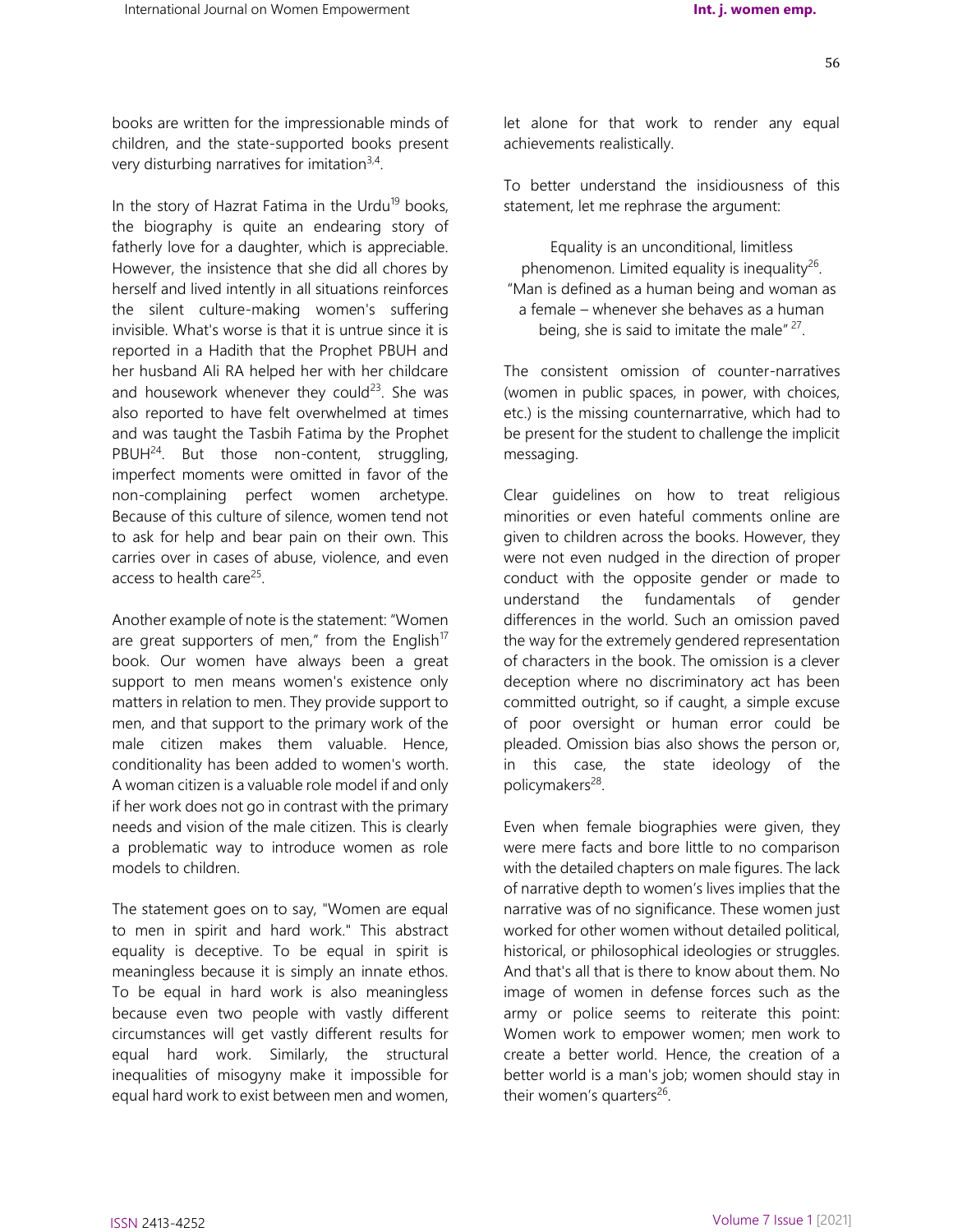books are written for the impressionable minds of children, and the state-supported books present very disturbing narratives for imitation[3,4].

In the story of Hazrat Fatima in the Urdu[19] books, the biography is quite an endearing story of fatherly love for a daughter, which is appreciable. However, the insistence that she did all chores by herself and lived intently in all situations reinforces the silent culture-making women's suffering invisible. What's worse is that it is untrue since it is reported in a Hadith that the Prophet PBUH and her husband Ali RA helped her with her childcare and housework whenever they could[23]. She was also reported to have felt overwhelmed at times and was taught the Tasbih Fatima by the Prophet PBUH[24]. But those non-content, struggling, imperfect moments were omitted in favor of the non-complaining perfect women archetype. Because of this culture of silence, women tend not to ask for help and bear pain on their own. This carries over in cases of abuse, violence, and even access to health care[25].

Another example of note is the statement: "Women are great supporters of men," from the English[17] book. Our women have always been a great support to men means women's existence only matters in relation to men. They provide support to men, and that support to the primary work of the male citizen makes them valuable. Hence, conditionality has been added to women's worth. A woman citizen is a valuable role model if and only if her work does not go in contrast with the primary needs and vision of the male citizen. This is clearly a problematic way to introduce women as role models to children.

The statement goes on to say, "Women are equal to men in spirit and hard work." This abstract equality is deceptive. To be equal in spirit is meaningless because it is simply an innate ethos. To be equal in hard work is also meaningless because even two people with vastly different circumstances will get vastly different results for equal hard work. Similarly, the structural inequalities of misogyny make it impossible for equal hard work to exist between men and women, let alone for that work to render any equal achievements realistically.

To better understand the insidiousness of this statement, let me rephrase the argument:

> Equality is an unconditional, limitless phenomenon. Limited equality is inequality[26].
> "Man is defined as a human being and woman as a female – whenever she behaves as a human being, she is said to imitate the male"[27].

The consistent omission of counter-narratives (women in public spaces, in power, with choices, etc.) is the missing counternarrative, which had to be present for the student to challenge the implicit messaging.

Clear guidelines on how to treat religious minorities or even hateful comments online are given to children across the books. However, they were not even nudged in the direction of proper conduct with the opposite gender or made to understand the fundamentals of gender differences in the world. Such an omission paved the way for the extremely gendered representation of characters in the book. The omission is a clever deception where no discriminatory act has been committed outright, so if caught, a simple excuse of poor oversight or human error could be pleaded. Omission bias also shows the person or, in this case, the state ideology of the policymakers[28].

Even when female biographies were given, they were mere facts and bore little to no comparison with the detailed chapters on male figures. The lack of narrative depth to women's lives implies that the narrative was of no significance. These women just worked for other women without detailed political, historical, or philosophical ideologies or struggles. And that's all that is there to know about them. No image of women in defense forces such as the army or police seems to reiterate this point: Women work to empower women; men work to create a better world. Hence, the creation of a better world is a man's job; women should stay in their women's quarters[26].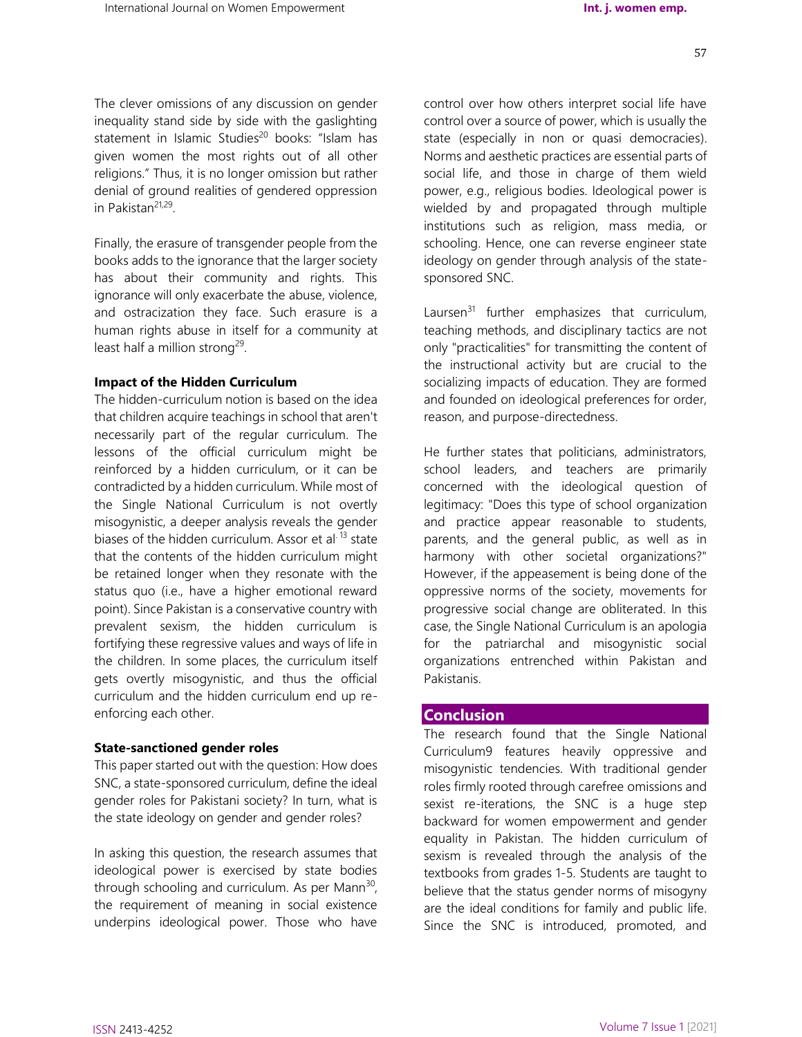The clever omissions of any discussion on gender inequality stand side by side with the gaslighting statement in Islamic Studies[20] books: "Islam has given women the most rights out of all other religions." Thus, it is no longer omission but rather denial of ground realities of gendered oppression in Pakistan[21,29].

Finally, the erasure of transgender people from the books adds to the ignorance that the larger society has about their community and rights. This ignorance will only exacerbate the abuse, violence, and ostracization they face. Such erasure is a human rights abuse in itself for a community at least half a million strong[29].

**Impact of the Hidden Curriculum**

The hidden-curriculum notion is based on the idea that children acquire teachings in school that aren't necessarily part of the regular curriculum. The lessons of the official curriculum might be reinforced by a hidden curriculum, or it can be contradicted by a hidden curriculum. While most of the Single National Curriculum is not overtly misogynistic, a deeper analysis reveals the gender biases of the hidden curriculum. Assor et al.[13] state that the contents of the hidden curriculum might be retained longer when they resonate with the status quo (i.e., have a higher emotional reward point). Since Pakistan is a conservative country with prevalent sexism, the hidden curriculum is fortifying these regressive values and ways of life in the children. In some places, the curriculum itself gets overtly misogynistic, and thus the official curriculum and the hidden curriculum end up re-enforcing each other.

**State-sanctioned gender roles**

This paper started out with the question: How does SNC, a state-sponsored curriculum, define the ideal gender roles for Pakistani society? In turn, what is the state ideology on gender and gender roles?

In asking this question, the research assumes that ideological power is exercised by state bodies through schooling and curriculum. As per Mann[30], the requirement of meaning in social existence underpins ideological power. Those who have control over how others interpret social life have control over a source of power, which is usually the state (especially in non or quasi democracies). Norms and aesthetic practices are essential parts of social life, and those in charge of them wield power, e.g., religious bodies. Ideological power is wielded by and propagated through multiple institutions such as religion, mass media, or schooling. Hence, one can reverse engineer state ideology on gender through analysis of the state-sponsored SNC.

Laursen[31] further emphasizes that curriculum, teaching methods, and disciplinary tactics are not only "practicalities" for transmitting the content of the instructional activity but are crucial to the socializing impacts of education. They are formed and founded on ideological preferences for order, reason, and purpose-directedness.

He further states that politicians, administrators, school leaders, and teachers are primarily concerned with the ideological question of legitimacy: "Does this type of school organization and practice appear reasonable to students, parents, and the general public, as well as in harmony with other societal organizations?" However, if the appeasement is being done of the oppressive norms of the society, movements for progressive social change are obliterated. In this case, the Single National Curriculum is an apologia for the patriarchal and misogynistic social organizations entrenched within Pakistan and Pakistanis.

## Conclusion

The research found that the Single National Curriculum9 features heavily oppressive and misogynistic tendencies. With traditional gender roles firmly rooted through carefree omissions and sexist re-iterations, the SNC is a huge step backward for women empowerment and gender equality in Pakistan. The hidden curriculum of sexism is revealed through the analysis of the textbooks from grades 1-5. Students are taught to believe that the status gender norms of misogyny are the ideal conditions for family and public life. Since the SNC is introduced, promoted, and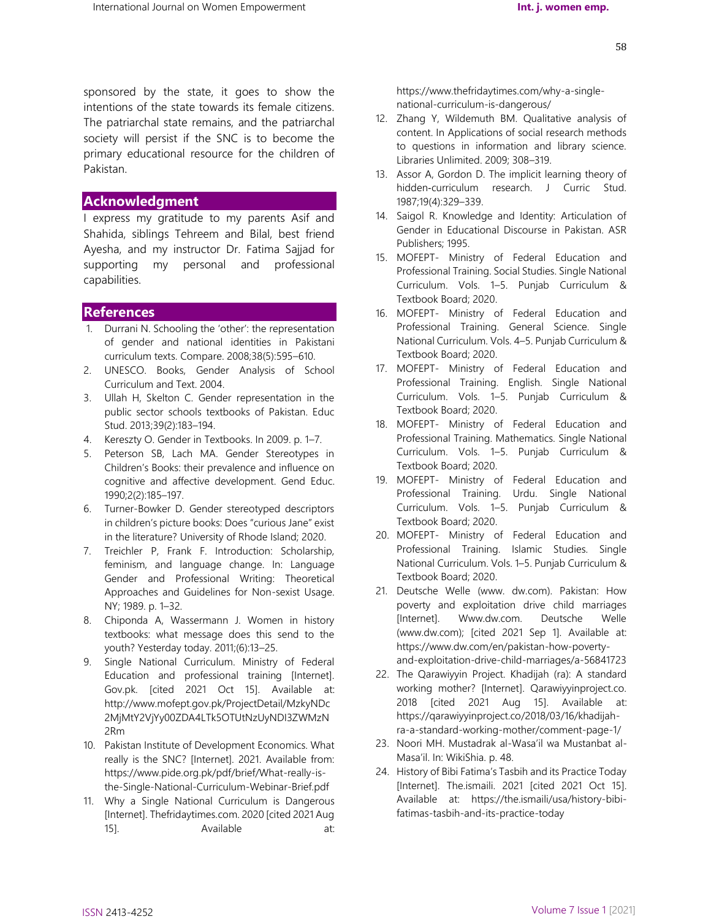sponsored by the state, it goes to show the intentions of the state towards its female citizens. The patriarchal state remains, and the patriarchal society will persist if the SNC is to become the primary educational resource for the children of Pakistan.

## Acknowledgment

I express my gratitude to my parents Asif and Shahida, siblings Tehreem and Bilal, best friend Ayesha, and my instructor Dr. Fatima Sajjad for supporting my personal and professional capabilities.

## References

1. Durrani N. Schooling the 'other': the representation of gender and national identities in Pakistani curriculum texts. Compare. 2008;38(5):595–610.
2. UNESCO. Books, Gender Analysis of School Curriculum and Text. 2004.
3. Ullah H, Skelton C. Gender representation in the public sector schools textbooks of Pakistan. Educ Stud. 2013;39(2):183–194.
4. Kereszty O. Gender in Textbooks. In 2009. p. 1–7.
5. Peterson SB, Lach MA. Gender Stereotypes in Children's Books: their prevalence and influence on cognitive and affective development. Gend Educ. 1990;2(2):185–197.
6. Turner-Bowker D. Gender stereotyped descriptors in children's picture books: Does "curious Jane" exist in the literature? University of Rhode Island; 2020.
7. Treichler P, Frank F. Introduction: Scholarship, feminism, and language change. In: Language Gender and Professional Writing: Theoretical Approaches and Guidelines for Non-sexist Usage. NY; 1989. p. 1–32.
8. Chiponda A, Wassermann J. Women in history textbooks: what message does this send to the youth? Yesterday today. 2011;(6):13–25.
9. Single National Curriculum. Ministry of Federal Education and professional training [Internet]. Gov.pk. [cited 2021 Oct 15]. Available at: http://www.mofept.gov.pk/ProjectDetail/MzkyNDc2MjMtY2VjYy00ZDA4LTk5OTUtNzUyNDI3ZWMzN2Rm
10. Pakistan Institute of Development Economics. What really is the SNC? [Internet]. 2021. Available from: https://www.pide.org.pk/pdf/brief/What-really-is-the-Single-National-Curriculum-Webinar-Brief.pdf
11. Why a Single National Curriculum is Dangerous [Internet]. Thefridaytimes.com. 2020 [cited 2021 Aug 15]. Available at: https://www.thefridaytimes.com/why-a-single-national-curriculum-is-dangerous/
12. Zhang Y, Wildemuth BM. Qualitative analysis of content. In Applications of social research methods to questions in information and library science. Libraries Unlimited. 2009; 308–319.
13. Assor A, Gordon D. The implicit learning theory of hidden-curriculum research. J Curric Stud. 1987;19(4):329–339.
14. Saigol R. Knowledge and Identity: Articulation of Gender in Educational Discourse in Pakistan. ASR Publishers; 1995.
15. MOFEPT- Ministry of Federal Education and Professional Training. Social Studies. Single National Curriculum. Vols. 1–5. Punjab Curriculum & Textbook Board; 2020.
16. MOFEPT- Ministry of Federal Education and Professional Training. General Science. Single National Curriculum. Vols. 4–5. Punjab Curriculum & Textbook Board; 2020.
17. MOFEPT- Ministry of Federal Education and Professional Training. English. Single National Curriculum. Vols. 1–5. Punjab Curriculum & Textbook Board; 2020.
18. MOFEPT- Ministry of Federal Education and Professional Training. Mathematics. Single National Curriculum. Vols. 1–5. Punjab Curriculum & Textbook Board; 2020.
19. MOFEPT- Ministry of Federal Education and Professional Training. Urdu. Single National Curriculum. Vols. 1–5. Punjab Curriculum & Textbook Board; 2020.
20. MOFEPT- Ministry of Federal Education and Professional Training. Islamic Studies. Single National Curriculum. Vols. 1–5. Punjab Curriculum & Textbook Board; 2020.
21. Deutsche Welle (www. dw.com). Pakistan: How poverty and exploitation drive child marriages [Internet]. Www.dw.com. Deutsche Welle (www.dw.com); [cited 2021 Sep 1]. Available at: https://www.dw.com/en/pakistan-how-poverty-and-exploitation-drive-child-marriages/a-56841723
22. The Qarawiyyin Project. Khadijah (ra): A standard working mother? [Internet]. Qarawiyyinproject.co. 2018 [cited 2021 Aug 15]. Available at: https://qarawiyyinproject.co/2018/03/16/khadijah-ra-a-standard-working-mother/comment-page-1/
23. Noori MH. Mustadrak al-Wasa'il wa Mustanbat al-Masa'il. In: WikiShia. p. 48.
24. History of Bibi Fatima's Tasbih and its Practice Today [Internet]. The.ismaili. 2021 [cited 2021 Oct 15]. Available at: https://the.ismaili/usa/history-bibi-fatimas-tasbih-and-its-practice-today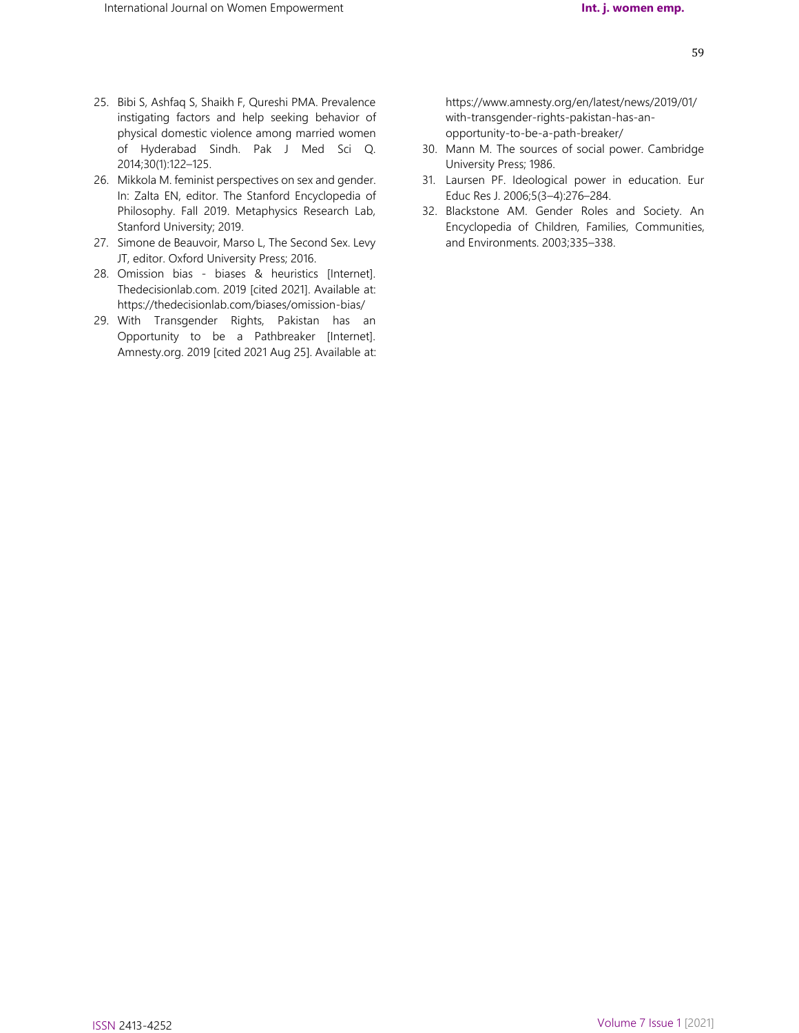25. Bibi S, Ashfaq S, Shaikh F, Qureshi PMA. Prevalence instigating factors and help seeking behavior of physical domestic violence among married women of Hyderabad Sindh. Pak J Med Sci Q. 2014;30(1):122–125.
26. Mikkola M. feminist perspectives on sex and gender. In: Zalta EN, editor. The Stanford Encyclopedia of Philosophy. Fall 2019. Metaphysics Research Lab, Stanford University; 2019.
27. Simone de Beauvoir, Marso L, The Second Sex. Levy JT, editor. Oxford University Press; 2016.
28. Omission bias - biases & heuristics [Internet]. Thedecisionlab.com. 2019 [cited 2021]. Available at: https://thedecisionlab.com/biases/omission-bias/
29. With Transgender Rights, Pakistan has an Opportunity to be a Pathbreaker [Internet]. Amnesty.org. 2019 [cited 2021 Aug 25]. Available at: https://www.amnesty.org/en/latest/news/2019/01/with-transgender-rights-pakistan-has-an-opportunity-to-be-a-path-breaker/
30. Mann M. The sources of social power. Cambridge University Press; 1986.
31. Laursen PF. Ideological power in education. Eur Educ Res J. 2006;5(3–4):276–284.
32. Blackstone AM. Gender Roles and Society. An Encyclopedia of Children, Families, Communities, and Environments. 2003;335–338.